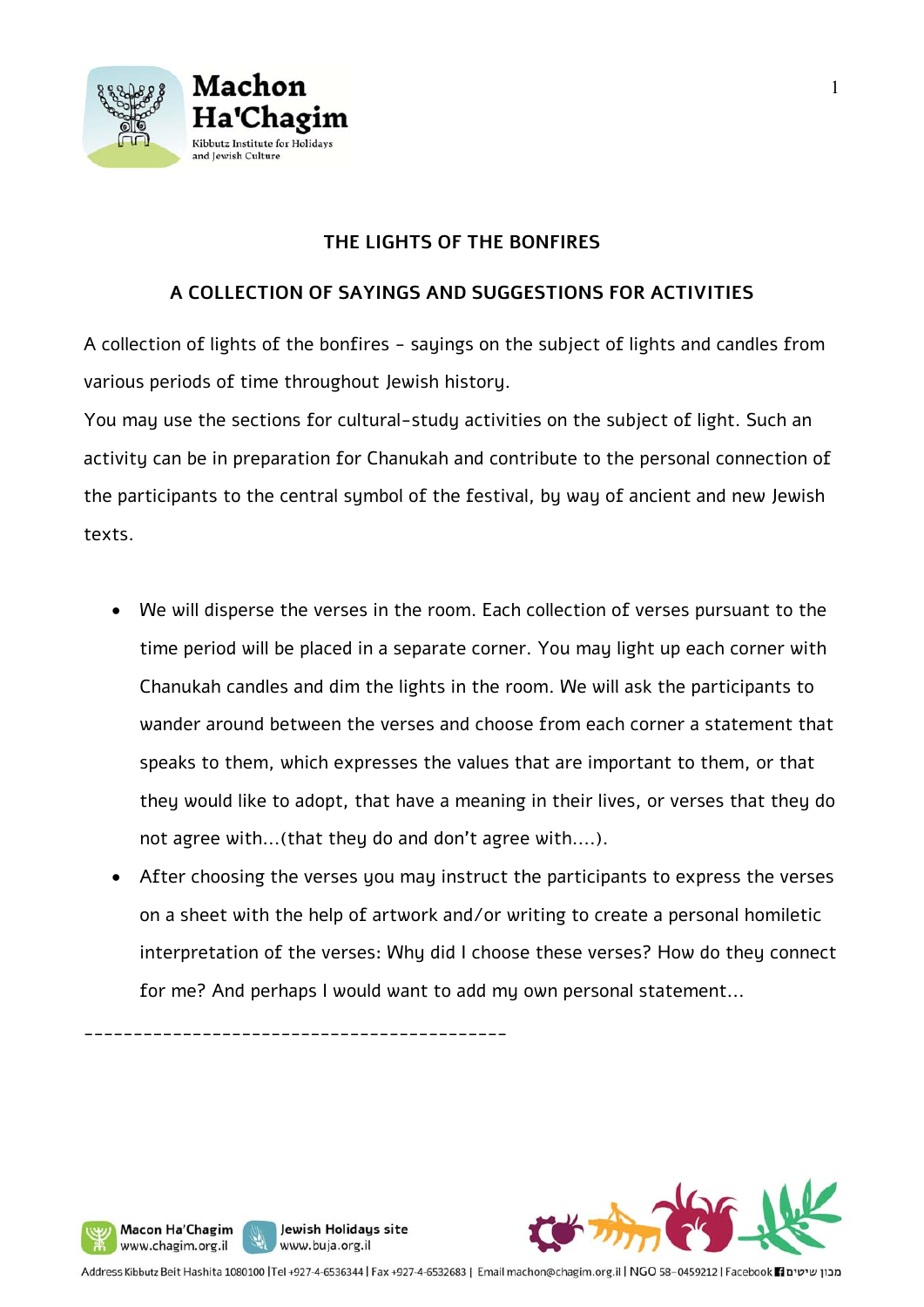## THE LIGHTS OF THE BONFIRES

## A COLLECTION OF SAYINGS AND SUGGESTIONS FOR ACTIVITIES

A collection of lights of the bonfires - sayings on the subject of lights and candles from various periods of time throughout Jewish history.
You may use the sections for cultural-study activities on the subject of light. Such an activity can be in preparation for Chanukah and contribute to the personal connection of the participants to the central symbol of the festival, by way of ancient and new Jewish texts.

- We will disperse the verses in the room. Each collection of verses pursuant to the time period will be placed in a separate corner. You may light up each corner with Chanukah candles and dim the lights in the room. We will ask the participants to wander around between the verses and choose from each corner a statement that speaks to them, which expresses the values that are important to them, or that they would like to adopt, that have a meaning in their lives, or verses that they do not agree with...(that they do and don't agree with....).
- After choosing the verses you may instruct the participants to express the verses on a sheet with the help of artwork and/or writing to create a personal homiletic interpretation of the verses: Why did I choose these verses? How do they connect for me? And perhaps I would want to add my own personal statement...

-------------------------------------------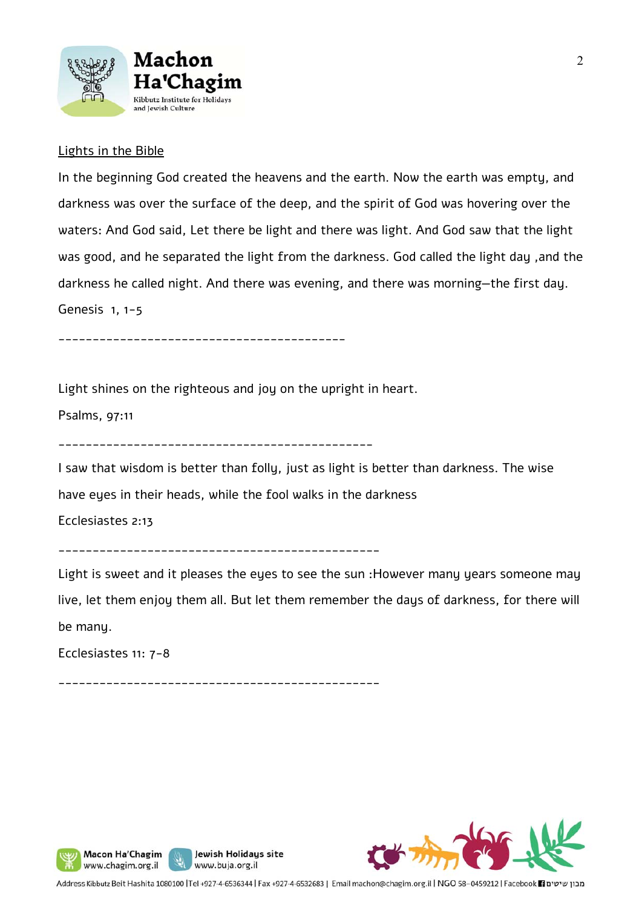Lights in the Bible

In the beginning God created the heavens and the earth. Now the earth was empty, and darkness was over the surface of the deep, and the spirit of God was hovering over the waters: And God said, Let there be light and there was light. And God saw that the light was good, and he separated the light from the darkness. God called the light day ,and the darkness he called night. And there was evening, and there was morning—the first day.

Genesis 1, 1-5

------------------------------------------

Light shines on the righteous and joy on the upright in heart.

Psalms, 97:11

----------------------------------------------

I saw that wisdom is better than folly, just as light is better than darkness. The wise have eyes in their heads, while the fool walks in the darkness

Ecclesiastes 2:13

-----------------------------------------------

Light is sweet and it pleases the eyes to see the sun :However many years someone may live, let them enjoy them all. But let them remember the days of darkness, for there will be many.

Ecclesiastes 11: 7-8

-----------------------------------------------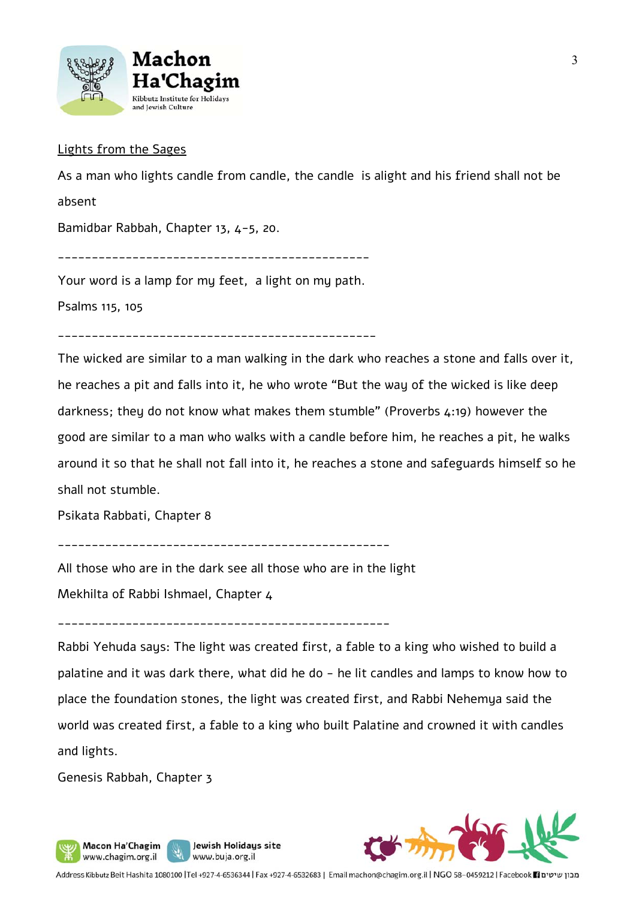<u>Lights from the Sages</u>

As a man who lights candle from candle, the candle is alight and his friend shall not be absent

Bamidbar Rabbah, Chapter 13, 4-5, 20.

---

Your word is a lamp for my feet, a light on my path.

Psalms 115, 105

---

The wicked are similar to a man walking in the dark who reaches a stone and falls over it, he reaches a pit and falls into it, he who wrote "But the way of the wicked is like deep darkness; they do not know what makes them stumble" (Proverbs 4:19) however the good are similar to a man who walks with a candle before him, he reaches a pit, he walks around it so that he shall not fall into it, he reaches a stone and safeguards himself so he shall not stumble.

Psikata Rabbati, Chapter 8

---

All those who are in the dark see all those who are in the light

Mekhilta of Rabbi Ishmael, Chapter 4

---

Rabbi Yehuda says: The light was created first, a fable to a king who wished to build a palatine and it was dark there, what did he do - he lit candles and lamps to know how to place the foundation stones, the light was created first, and Rabbi Nehemya said the world was created first, a fable to a king who built Palatine and crowned it with candles and lights.

Genesis Rabbah, Chapter 3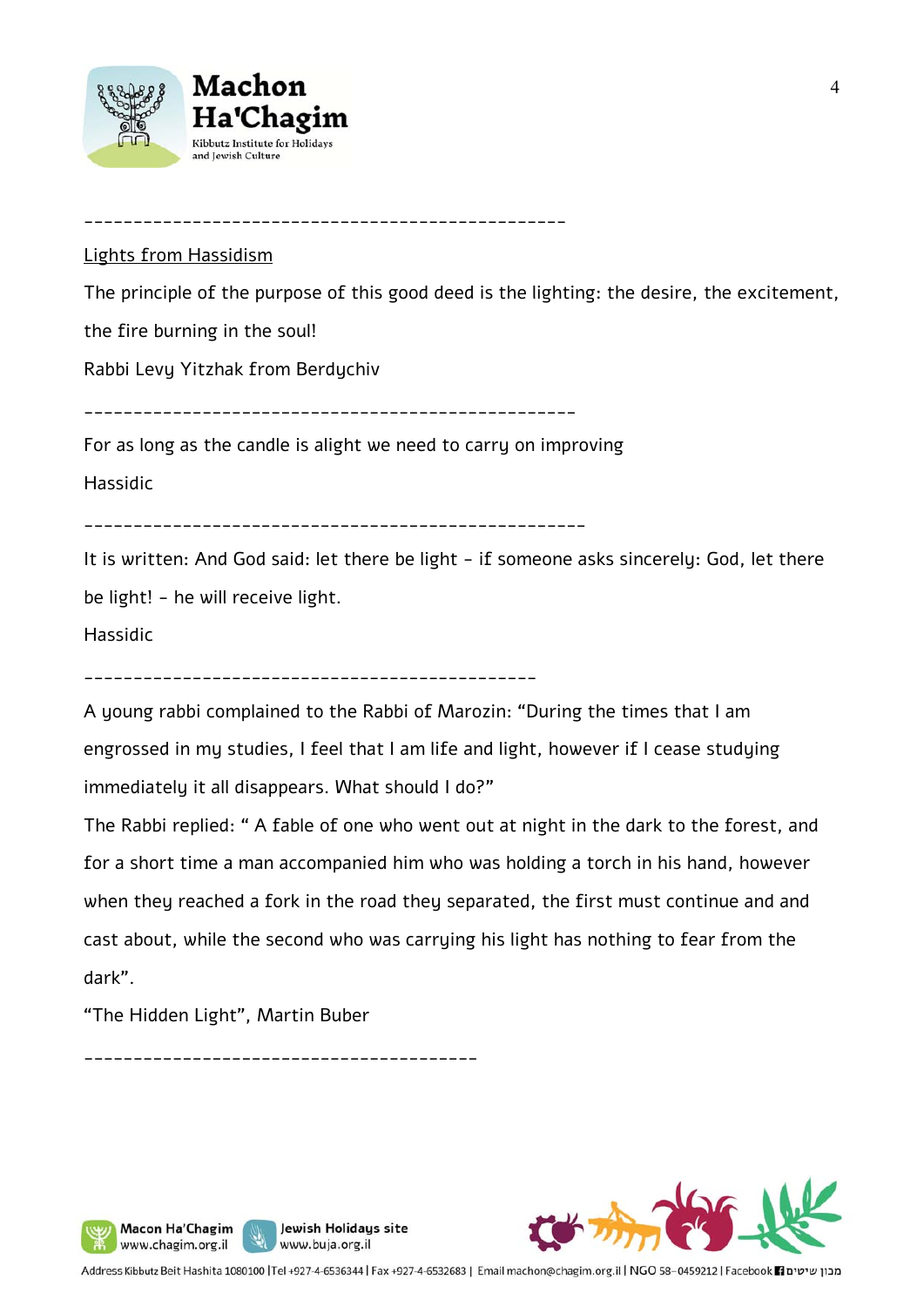---

<u>Lights from Hassidism</u>

The principle of the purpose of this good deed is the lighting: the desire, the excitement, the fire burning in the soul!

Rabbi Levy Yitzhak from Berdychiv

---

For as long as the candle is alight we need to carry on improving

Hassidic

---

It is written: And God said: let there be light - if someone asks sincerely: God, let there be light! - he will receive light.

Hassidic

---

A young rabbi complained to the Rabbi of Marozin: "During the times that I am engrossed in my studies, I feel that I am life and light, however if I cease studying immediately it all disappears. What should I do?"

The Rabbi replied: " A fable of one who went out at night in the dark to the forest, and for a short time a man accompanied him who was holding a torch in his hand, however when they reached a fork in the road they separated, the first must continue and and cast about, while the second who was carrying his light has nothing to fear from the dark".

"The Hidden Light", Martin Buber

---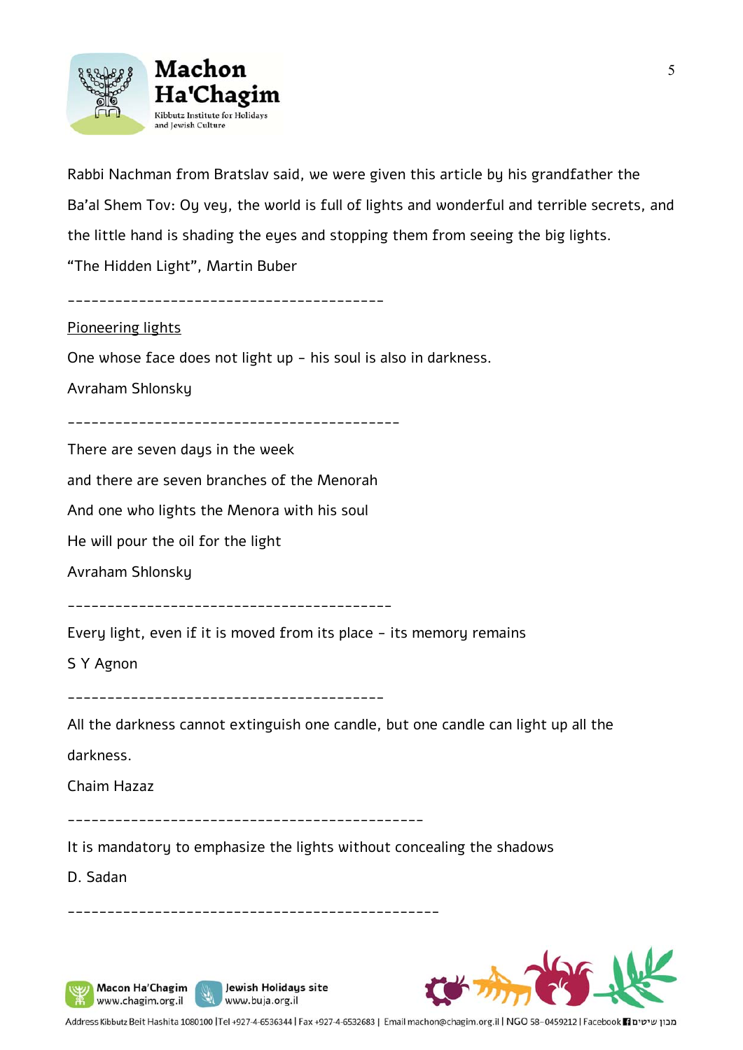Rabbi Nachman from Bratslav said, we were given this article by his grandfather the Ba'al Shem Tov: Oy vey, the world is full of lights and wonderful and terrible secrets, and the little hand is shading the eyes and stopping them from seeing the big lights.

"The Hidden Light", Martin Buber

---

Pioneering lights

One whose face does not light up – his soul is also in darkness.

Avraham Shlonsky

---

There are seven days in the week

and there are seven branches of the Menorah

And one who lights the Menora with his soul

He will pour the oil for the light

Avraham Shlonsky

---

Every light, even if it is moved from its place – its memory remains

S Y Agnon

---

All the darkness cannot extinguish one candle, but one candle can light up all the darkness.

Chaim Hazaz

---

It is mandatory to emphasize the lights without concealing the shadows

D. Sadan

---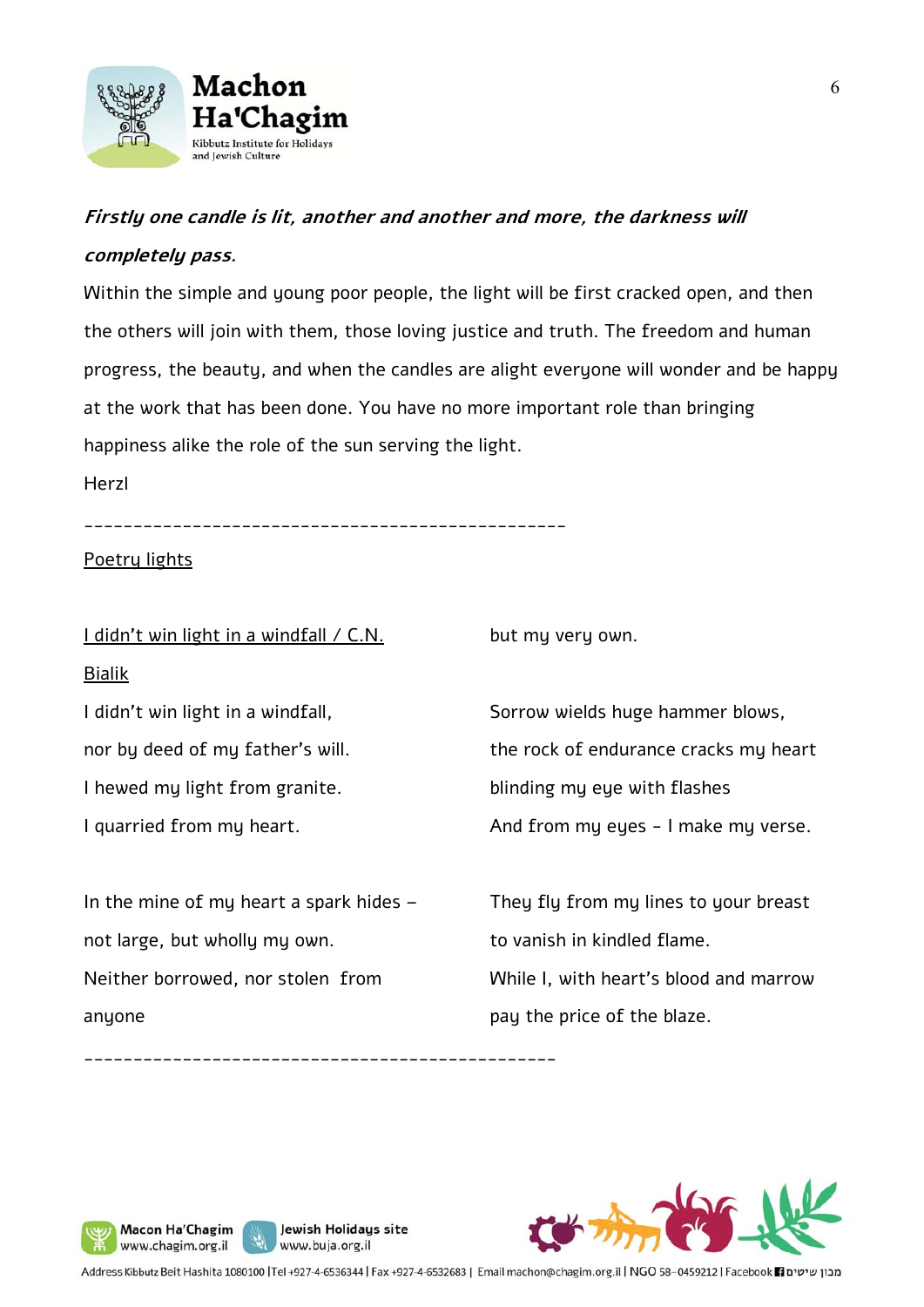***Firstly one candle is lit, another and another and more, the darkness will completely pass.***

Within the simple and young poor people, the light will be first cracked open, and then the others will join with them, those loving justice and truth. The freedom and human progress, the beauty, and when the candles are alight everyone will wonder and be happy at the work that has been done. You have no more important role than bringing happiness alike the role of the sun serving the light.

Herzl

---

<u>Poetry lights</u>

<u>I didn't win light in a windfall / C.N. Bialik</u>

I didn't win light in a windfall,
nor by deed of my father's will.
I hewed my light from granite.
I quarried from my heart.

In the mine of my heart a spark hides –
not large, but wholly my own.
Neither borrowed, nor stolen from anyone
but my very own.

Sorrow wields huge hammer blows,
the rock of endurance cracks my heart
blinding my eye with flashes
And from my eyes - I make my verse.

They fly from my lines to your breast
to vanish in kindled flame.
While I, with heart's blood and marrow
pay the price of the blaze.

---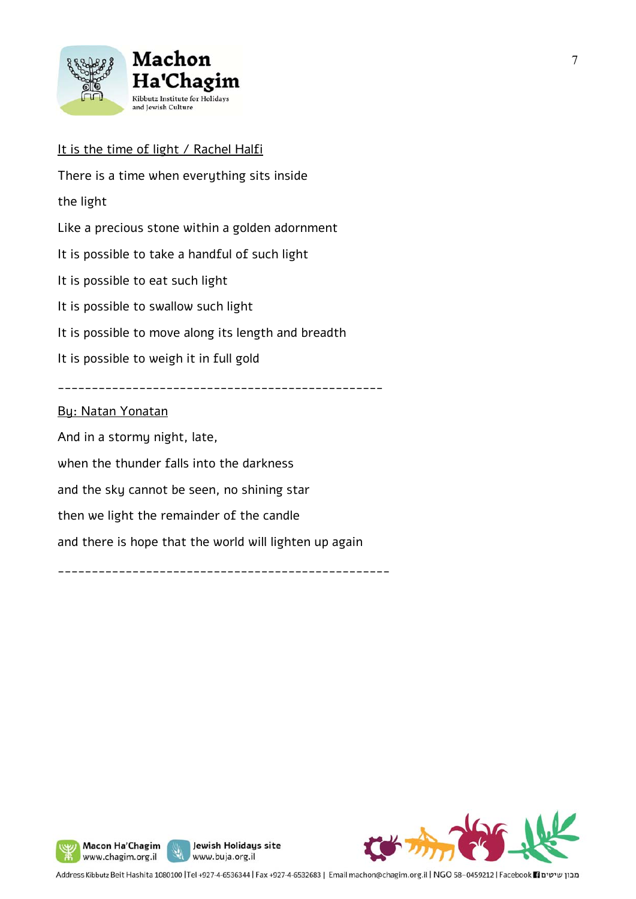<u>It is the time of light / Rachel Halfi</u>

There is a time when everything sits inside

the light

Like a precious stone within a golden adornment

It is possible to take a handful of such light

It is possible to eat such light

It is possible to swallow such light

It is possible to move along its length and breadth

It is possible to weigh it in full gold

---

<u>By: Natan Yonatan</u>

And in a stormy night, late,

when the thunder falls into the darkness

and the sky cannot be seen, no shining star

then we light the remainder of the candle

and there is hope that the world will lighten up again

---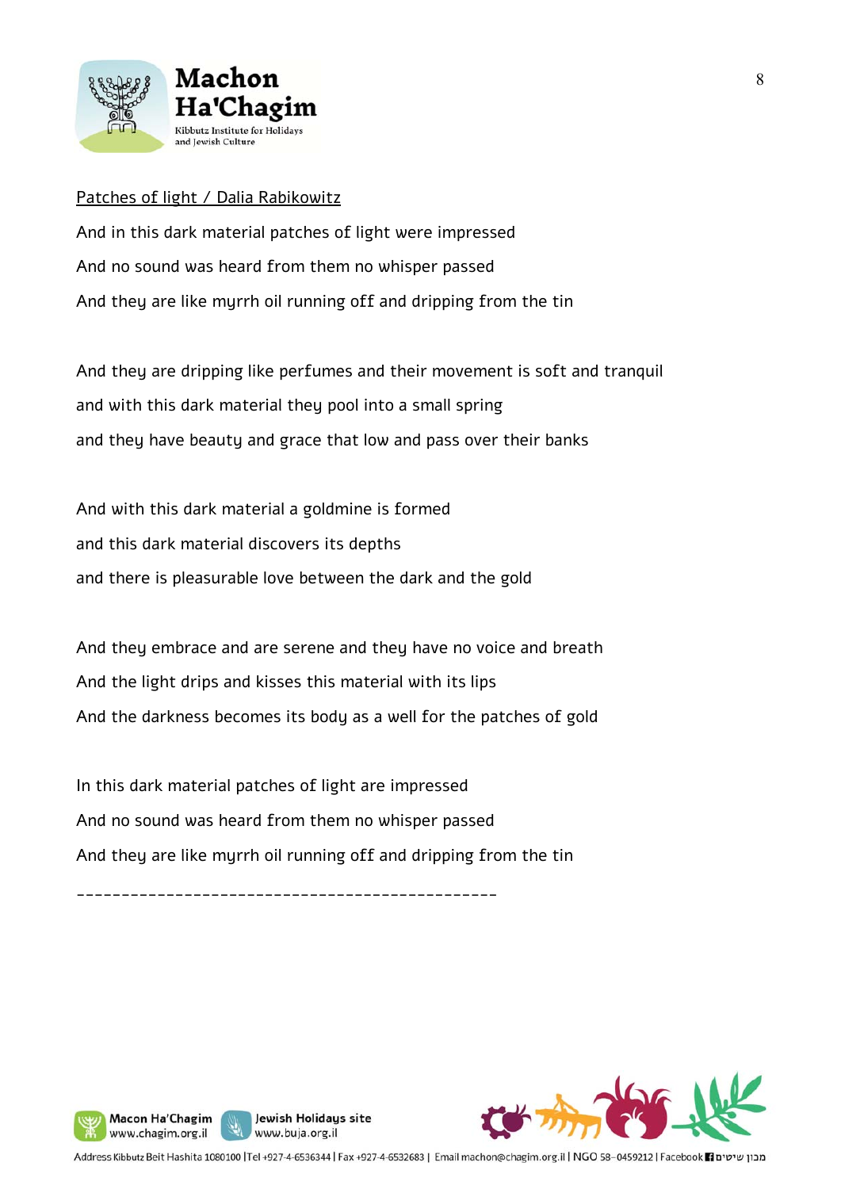Patches of light / Dalia Rabikowitz

And in this dark material patches of light were impressed
And no sound was heard from them no whisper passed
And they are like myrrh oil running off and dripping from the tin

And they are dripping like perfumes and their movement is soft and tranquil
and with this dark material they pool into a small spring
and they have beauty and grace that low and pass over their banks

And with this dark material a goldmine is formed
and this dark material discovers its depths
and there is pleasurable love between the dark and the gold

And they embrace and are serene and they have no voice and breath
And the light drips and kisses this material with its lips
And the darkness becomes its body as a well for the patches of gold

In this dark material patches of light are impressed
And no sound was heard from them no whisper passed
And they are like myrrh oil running off and dripping from the tin

---